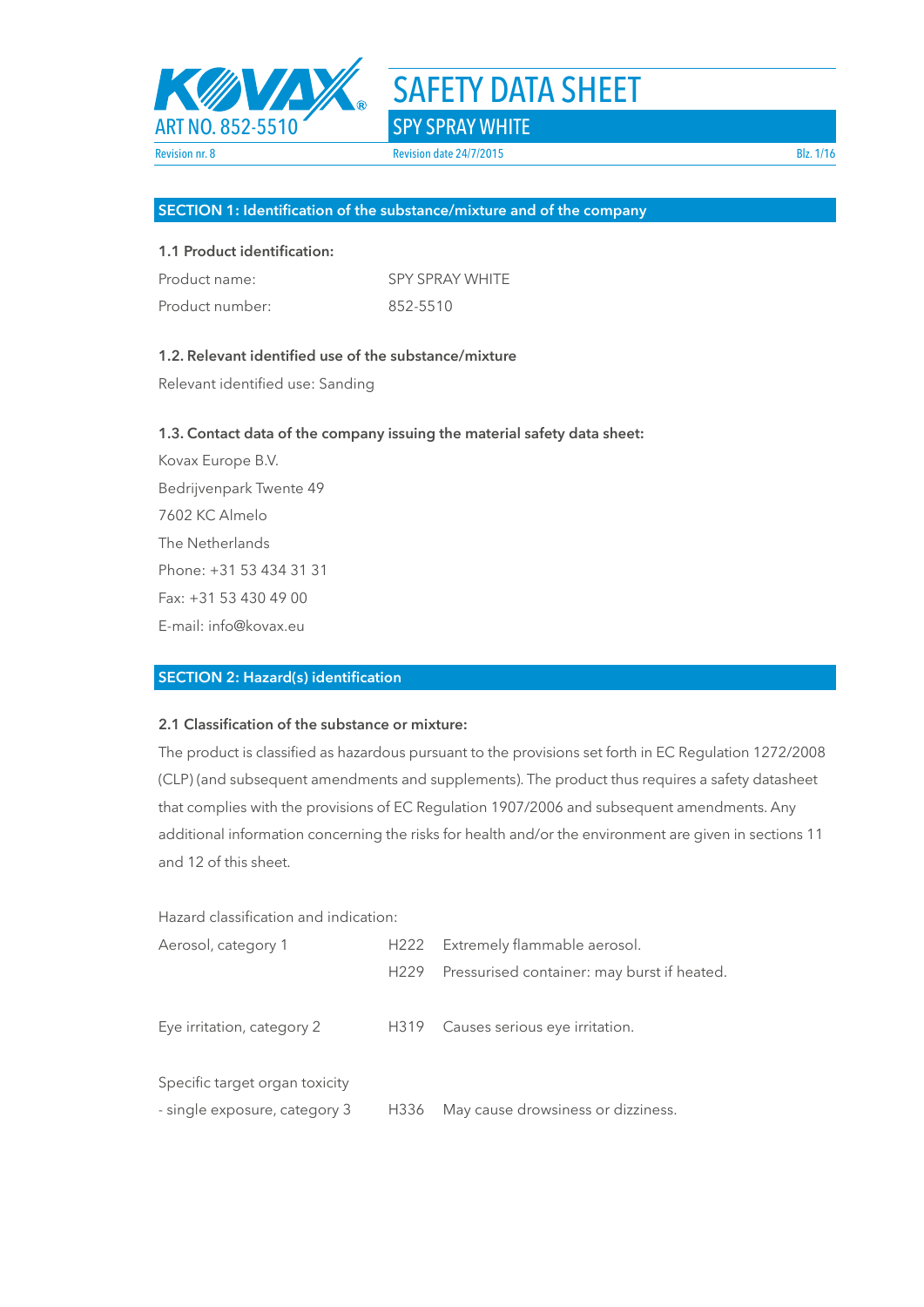# SAFETY DATA SHEET

## SPY SPRAY WHITE

ART NO. 852-5510

Revision nr. 8 | Revision date 24/7/2015

## SECTION 1: Identification of the substance/mixture and of the company

### 1.1 Product identification:

| | |
|---|---|
| Product name: | SPY SPRAY WHITE |
| Product number: | 852-5510 |

### 1.2. Relevant identified use of the substance/mixture

Relevant identified use: Sanding

### 1.3. Contact data of the company issuing the material safety data sheet:

Kovax Europe B.V.

Bedrijvenpark Twente 49

7602 KC Almelo

The Netherlands

Phone: +31 53 434 31 31

Fax: +31 53 430 49 00

E-mail: info@kovax.eu

## SECTION 2: Hazard(s) identification

### 2.1 Classification of the substance or mixture:

The product is classified as hazardous pursuant to the provisions set forth in EC Regulation 1272/2008 (CLP) (and subsequent amendments and supplements). The product thus requires a safety datasheet that complies with the provisions of EC Regulation 1907/2006 and subsequent amendments. Any additional information concerning the risks for health and/or the environment are given in sections 11 and 12 of this sheet.

Hazard classification and indication:

| | | |
|---|---|---|
| Aerosol, category 1 | H222 | Extremely flammable aerosol. |
| | H229 | Pressurised container: may burst if heated. |
| Eye irritation, category 2 | H319 | Causes serious eye irritation. |
| Specific target organ toxicity - single exposure, category 3 | H336 | May cause drowsiness or dizziness. |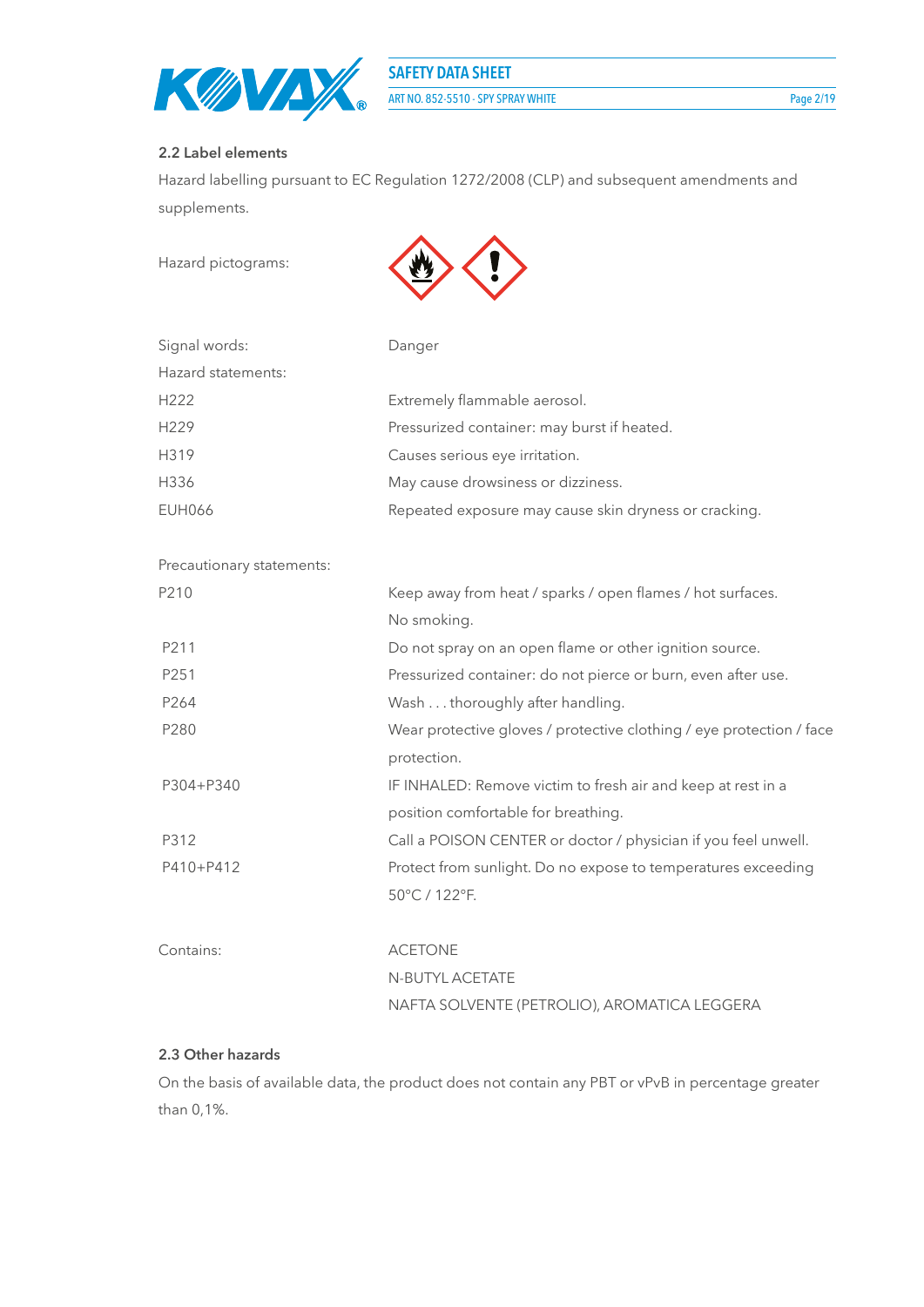### 2.2 Label elements

Hazard labelling pursuant to EC Regulation 1272/2008 (CLP) and subsequent amendments and supplements.

Hazard pictograms:

| | |
|---|---|
| Signal words: | Danger |
| Hazard statements: | |
| H222 | Extremely flammable aerosol. |
| H229 | Pressurized container: may burst if heated. |
| H319 | Causes serious eye irritation. |
| H336 | May cause drowsiness or dizziness. |
| EUH066 | Repeated exposure may cause skin dryness or cracking. |

| | |
|---|---|
| Precautionary statements: | |
| P210 | Keep away from heat / sparks / open flames / hot surfaces. No smoking. |
| P211 | Do not spray on an open flame or other ignition source. |
| P251 | Pressurized container: do not pierce or burn, even after use. |
| P264 | Wash . . . thoroughly after handling. |
| P280 | Wear protective gloves / protective clothing / eye protection / face protection. |
| P304+P340 | IF INHALED: Remove victim to fresh air and keep at rest in a position comfortable for breathing. |
| P312 | Call a POISON CENTER or doctor / physician if you feel unwell. |
| P410+P412 | Protect from sunlight. Do no expose to temperatures exceeding 50°C / 122°F. |

Contains:

ACETONE
N-BUTYL ACETATE
NAFTA SOLVENTE (PETROLIO), AROMATICA LEGGERA

### 2.3 Other hazards

On the basis of available data, the product does not contain any PBT or vPvB in percentage greater than 0,1%.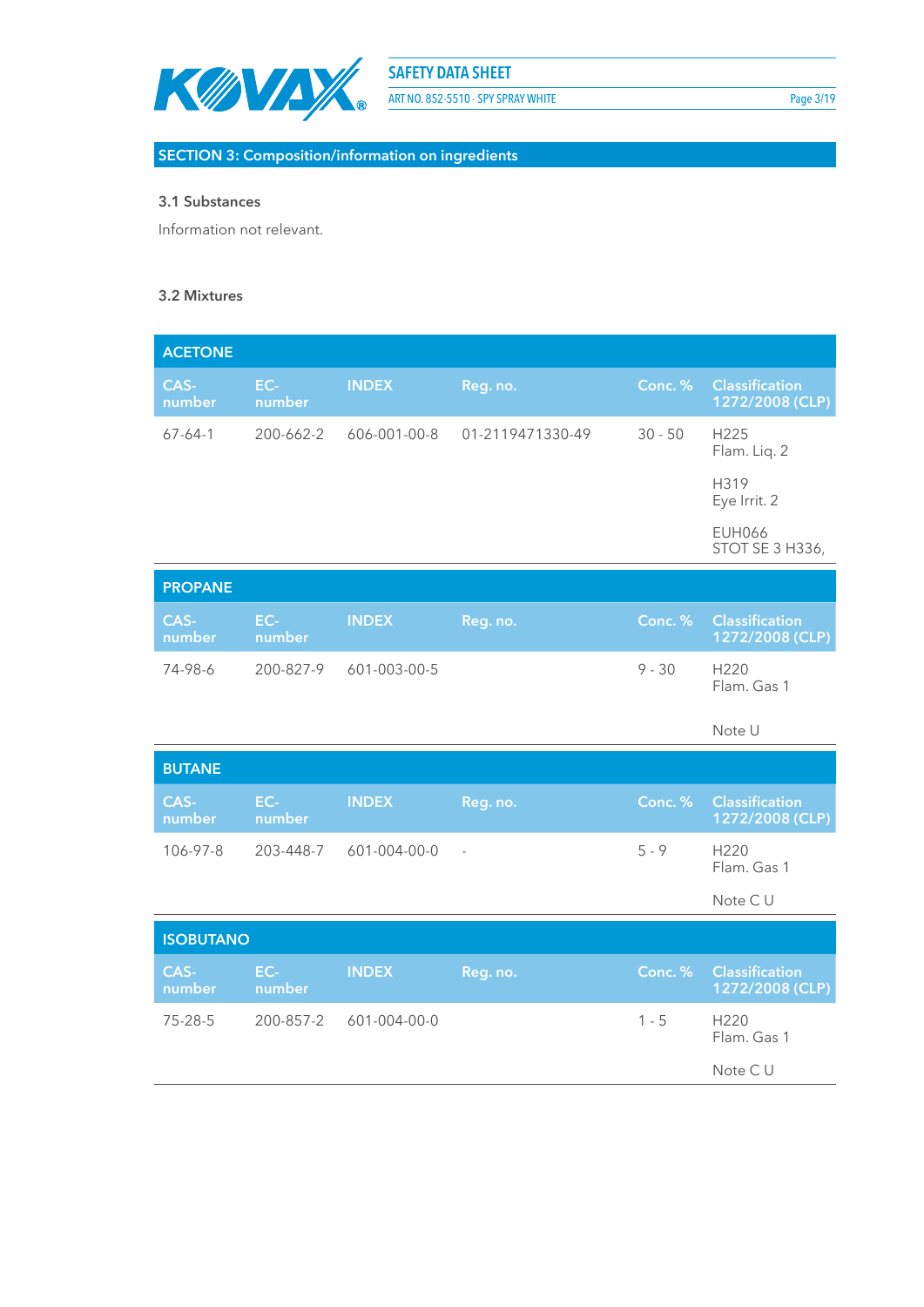## SECTION 3: Composition/information on ingredients

### 3.1 Substances

Information not relevant.

### 3.2 Mixtures

**ACETONE**

| CAS-number | EC-number | INDEX | Reg. no. | Conc. % | Classification 1272/2008 (CLP) |
|---|---|---|---|---|---|
| 67-64-1 | 200-662-2 | 606-001-00-8 | 01-2119471330-49 | 30 - 50 | H225 Flam. Liq. 2<br>H319 Eye Irrit. 2<br>EUH066 STOT SE 3 H336, |

**PROPANE**

| CAS-number | EC-number | INDEX | Reg. no. | Conc. % | Classification 1272/2008 (CLP) |
|---|---|---|---|---|---|
| 74-98-6 | 200-827-9 | 601-003-00-5 | | 9 - 30 | H220 Flam. Gas 1<br>Note U |

**BUTANE**

| CAS-number | EC-number | INDEX | Reg. no. | Conc. % | Classification 1272/2008 (CLP) |
|---|---|---|---|---|---|
| 106-97-8 | 203-448-7 | 601-004-00-0 | - | 5 - 9 | H220 Flam. Gas 1<br>Note C U |

**ISOBUTANO**

| CAS-number | EC-number | INDEX | Reg. no. | Conc. % | Classification 1272/2008 (CLP) |
|---|---|---|---|---|---|
| 75-28-5 | 200-857-2 | 601-004-00-0 | | 1 - 5 | H220 Flam. Gas 1<br>Note C U |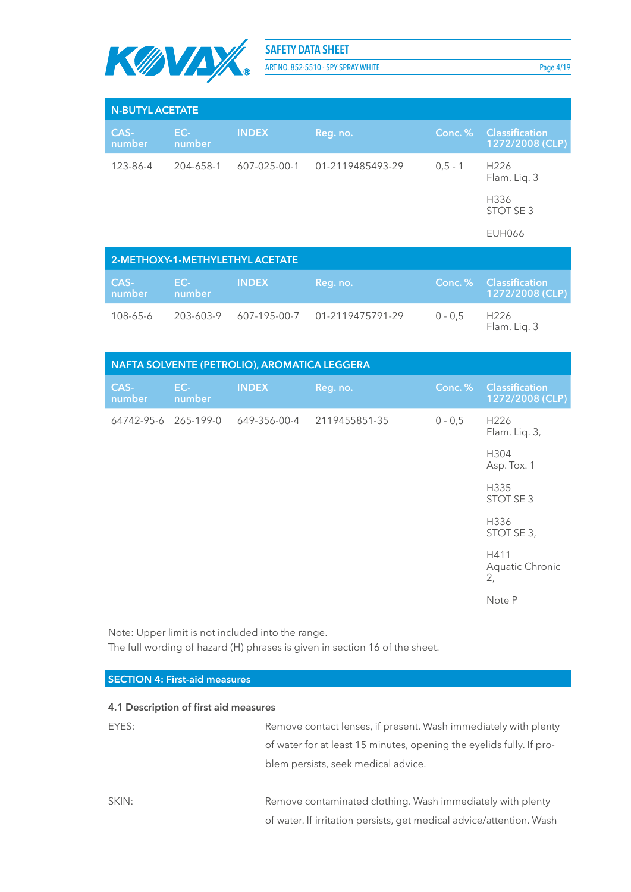| N-BUTYL ACETATE | | | | | |
|---|---|---|---|---|---|
| CAS-number | EC-number | INDEX | Reg. no. | Conc. % | Classification 1272/2008 (CLP) |
| 123-86-4 | 204-658-1 | 607-025-00-1 | 01-2119485493-29 | 0,5 - 1 | H226 Flam. Liq. 3<br>H336 STOT SE 3<br>EUH066 |

| 2-METHOXY-1-METHYLETHYL ACETATE | | | | | |
|---|---|---|---|---|---|
| CAS-number | EC-number | INDEX | Reg. no. | Conc. % | Classification 1272/2008 (CLP) |
| 108-65-6 | 203-603-9 | 607-195-00-7 | 01-2119475791-29 | 0 - 0,5 | H226 Flam. Liq. 3 |

| NAFTA SOLVENTE (PETROLIO), AROMATICA LEGGERA | | | | | |
|---|---|---|---|---|---|
| CAS-number | EC-number | INDEX | Reg. no. | Conc. % | Classification 1272/2008 (CLP) |
| 64742-95-6 | 265-199-0 | 649-356-00-4 | 2119455851-35 | 0 - 0,5 | H226 Flam. Liq. 3,<br>H304 Asp. Tox. 1<br>H335 STOT SE 3<br>H336 STOT SE 3,<br>H411 Aquatic Chronic 2,<br>Note P |

Note: Upper limit is not included into the range.
The full wording of hazard (H) phrases is given in section 16 of the sheet.

## SECTION 4: First-aid measures

### 4.1 Description of first aid measures

EYES: Remove contact lenses, if present. Wash immediately with plenty of water for at least 15 minutes, opening the eyelids fully. If problem persists, seek medical advice.

SKIN: Remove contaminated clothing. Wash immediately with plenty of water. If irritation persists, get medical advice/attention. Wash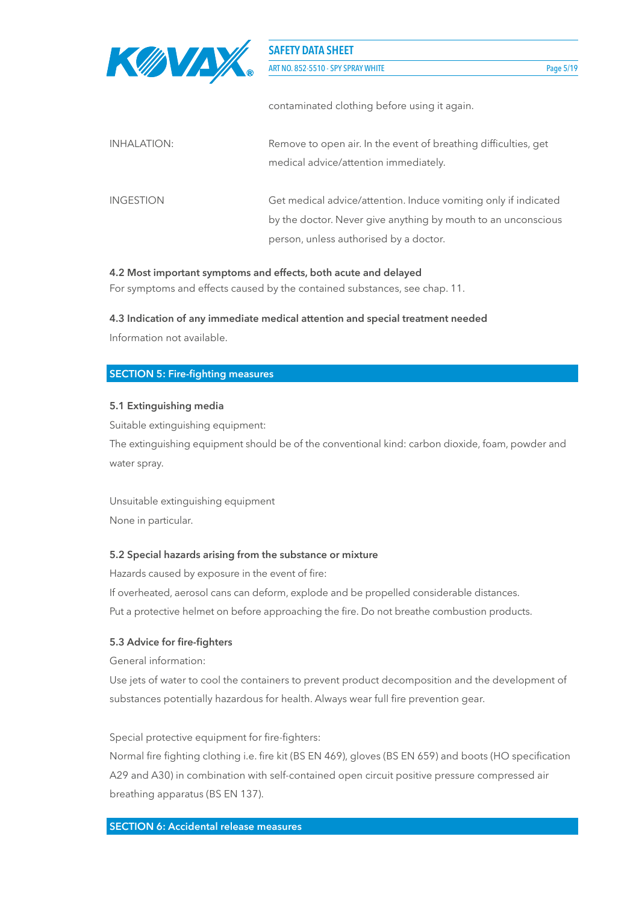contaminated clothing before using it again.

| | |
|---|---|
| INHALATION: | Remove to open air. In the event of breathing difficulties, get medical advice/attention immediately. |
| INGESTION | Get medical advice/attention. Induce vomiting only if indicated by the doctor. Never give anything by mouth to an unconscious person, unless authorised by a doctor. |

**4.2 Most important symptoms and effects, both acute and delayed**

For symptoms and effects caused by the contained substances, see chap. 11.

**4.3 Indication of any immediate medical attention and special treatment needed**

Information not available.

## SECTION 5: Fire-fighting measures

**5.1 Extinguishing media**

Suitable extinguishing equipment:

The extinguishing equipment should be of the conventional kind: carbon dioxide, foam, powder and water spray.

Unsuitable extinguishing equipment

None in particular.

**5.2 Special hazards arising from the substance or mixture**

Hazards caused by exposure in the event of fire:

If overheated, aerosol cans can deform, explode and be propelled considerable distances.

Put a protective helmet on before approaching the fire. Do not breathe combustion products.

**5.3 Advice for fire-fighters**

General information:

Use jets of water to cool the containers to prevent product decomposition and the development of substances potentially hazardous for health. Always wear full fire prevention gear.

Special protective equipment for fire-fighters:

Normal fire fighting clothing i.e. fire kit (BS EN 469), gloves (BS EN 659) and boots (HO specification A29 and A30) in combination with self-contained open circuit positive pressure compressed air breathing apparatus (BS EN 137).

## SECTION 6: Accidental release measures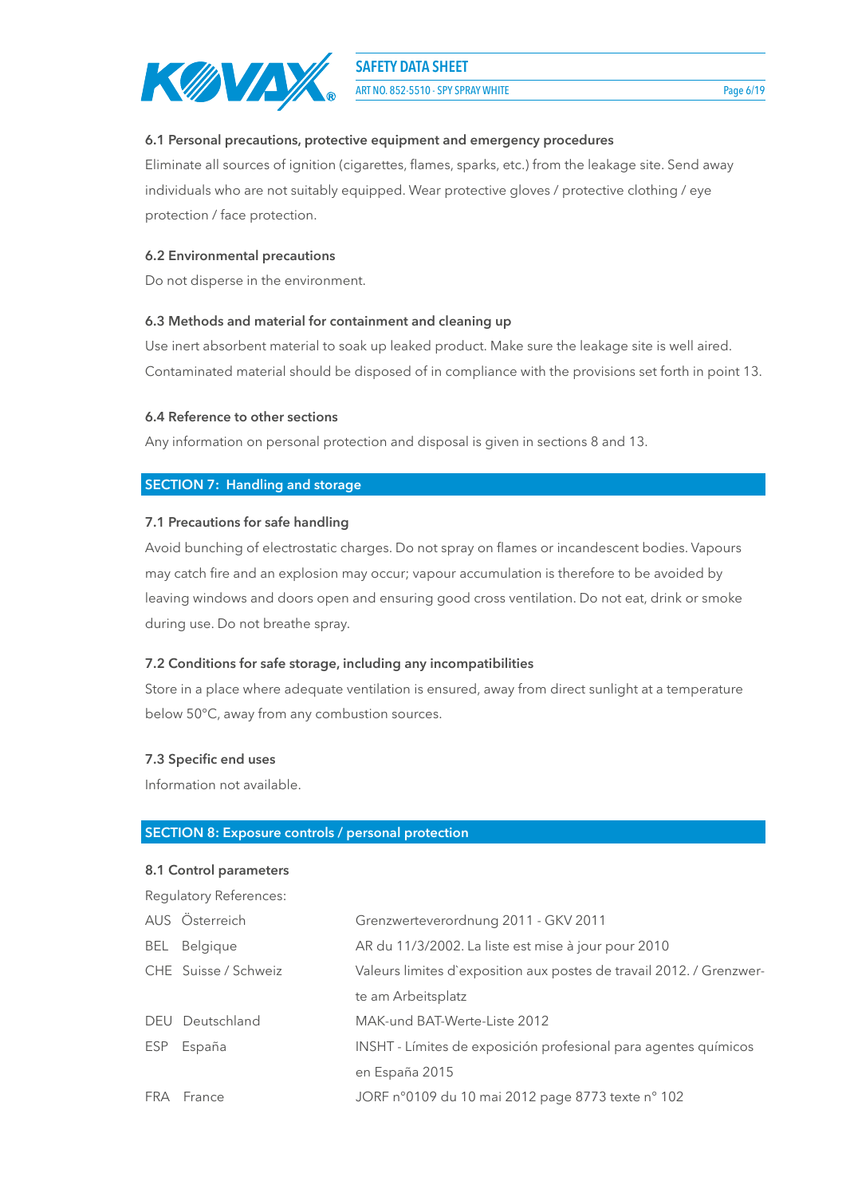### 6.1 Personal precautions, protective equipment and emergency procedures

Eliminate all sources of ignition (cigarettes, flames, sparks, etc.) from the leakage site. Send away individuals who are not suitably equipped. Wear protective gloves / protective clothing / eye protection / face protection.

### 6.2 Environmental precautions

Do not disperse in the environment.

### 6.3 Methods and material for containment and cleaning up

Use inert absorbent material to soak up leaked product. Make sure the leakage site is well aired. Contaminated material should be disposed of in compliance with the provisions set forth in point 13.

### 6.4 Reference to other sections

Any information on personal protection and disposal is given in sections 8 and 13.

## SECTION 7: Handling and storage

### 7.1 Precautions for safe handling

Avoid bunching of electrostatic charges. Do not spray on flames or incandescent bodies. Vapours may catch fire and an explosion may occur; vapour accumulation is therefore to be avoided by leaving windows and doors open and ensuring good cross ventilation. Do not eat, drink or smoke during use. Do not breathe spray.

### 7.2 Conditions for safe storage, including any incompatibilities

Store in a place where adequate ventilation is ensured, away from direct sunlight at a temperature below 50°C, away from any combustion sources.

### 7.3 Specific end uses

Information not available.

## SECTION 8: Exposure controls / personal protection

### 8.1 Control parameters

Regulatory References:

| | |
|---|---|
| AUS Österreich | Grenzwerteverordnung 2011 - GKV 2011 |
| BEL Belgique | AR du 11/3/2002. La liste est mise à jour pour 2010 |
| CHE Suisse / Schweiz | Valeurs limites d`exposition aux postes de travail 2012. / Grenzwerte am Arbeitsplatz |
| DEU Deutschland | MAK-und BAT-Werte-Liste 2012 |
| ESP España | INSHT - Límites de exposición profesional para agentes químicos en España 2015 |
| FRA France | JORF n°0109 du 10 mai 2012 page 8773 texte n° 102 |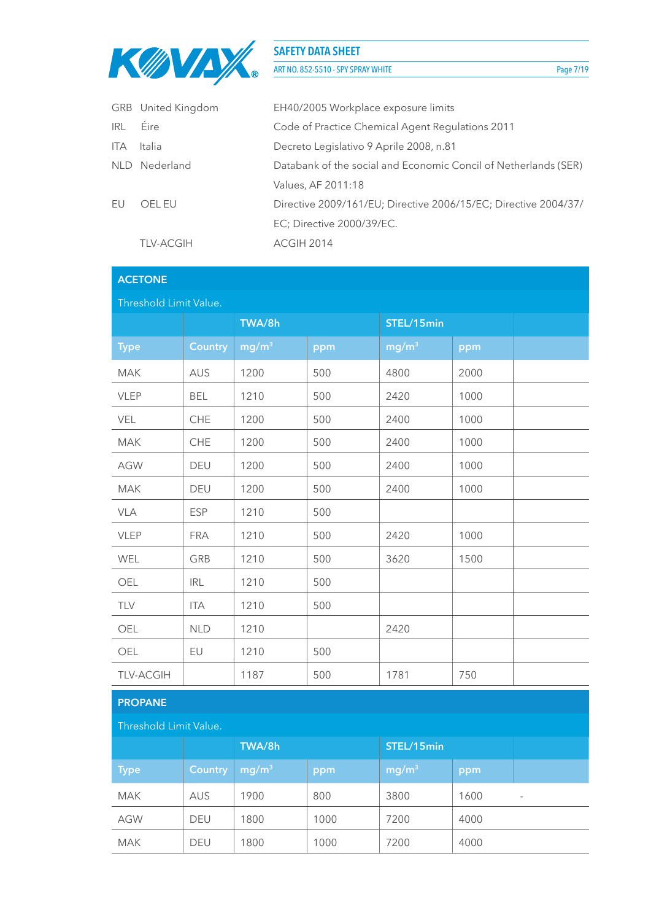| | | |
|---|---|---|
| GRB | United Kingdom | EH40/2005 Workplace exposure limits |
| IRL | Éire | Code of Practice Chemical Agent Regulations 2011 |
| ITA | Italia | Decreto Legislativo 9 Aprile 2008, n.81 |
| NLD | Nederland | Databank of the social and Economic Concil of Netherlands (SER) Values, AF 2011:18 |
| EU | OEL EU | Directive 2009/161/EU; Directive 2006/15/EC; Directive 2004/37/EC; Directive 2000/39/EC. |
| | TLV-ACGIH | ACGIH 2014 |

## ACETONE

Threshold Limit Value.

| | | TWA/8h | | STEL/15min | | |
|---|---|---|---|---|---|---|
| Type | Country | mg/m³ | ppm | mg/m³ | ppm | |
| MAK | AUS | 1200 | 500 | 4800 | 2000 | |
| VLEP | BEL | 1210 | 500 | 2420 | 1000 | |
| VEL | CHE | 1200 | 500 | 2400 | 1000 | |
| MAK | CHE | 1200 | 500 | 2400 | 1000 | |
| AGW | DEU | 1200 | 500 | 2400 | 1000 | |
| MAK | DEU | 1200 | 500 | 2400 | 1000 | |
| VLA | ESP | 1210 | 500 | | | |
| VLEP | FRA | 1210 | 500 | 2420 | 1000 | |
| WEL | GRB | 1210 | 500 | 3620 | 1500 | |
| OEL | IRL | 1210 | 500 | | | |
| TLV | ITA | 1210 | 500 | | | |
| OEL | NLD | 1210 | | 2420 | | |
| OEL | EU | 1210 | 500 | | | |
| TLV-ACGIH | | 1187 | 500 | 1781 | 750 | |

## PROPANE

Threshold Limit Value.

| | | TWA/8h | | STEL/15min | | |
|---|---|---|---|---|---|---|
| Type | Country | mg/m³ | ppm | mg/m³ | ppm | |
| MAK | AUS | 1900 | 800 | 3800 | 1600 | - |
| AGW | DEU | 1800 | 1000 | 7200 | 4000 | |
| MAK | DEU | 1800 | 1000 | 7200 | 4000 | |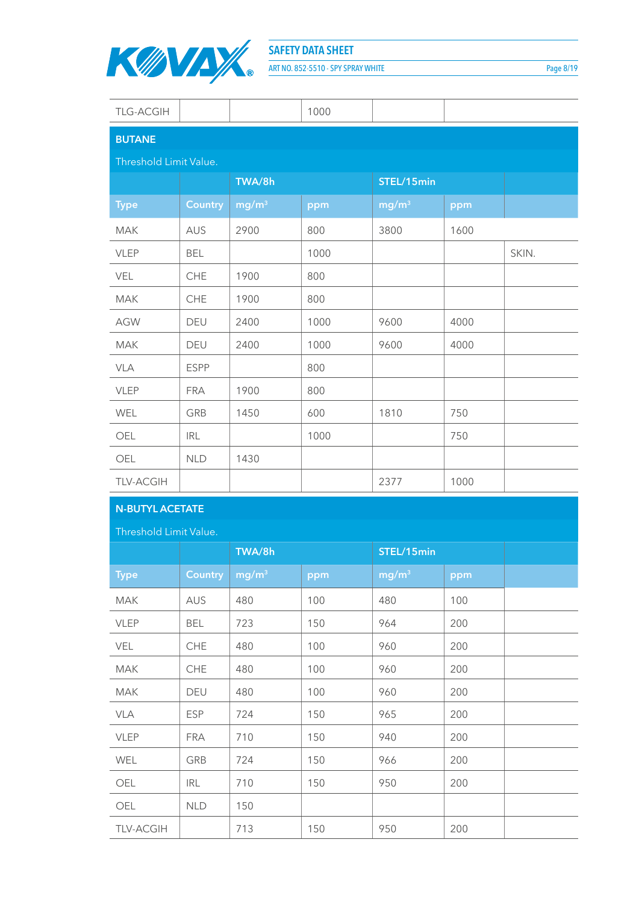| TLG-ACGIH | | | 1000 | | | |
|---|---|---|---|---|---|---|

## BUTANE

Threshold Limit Value.

| | | TWA/8h | | STEL/15min | | |
|---|---|---|---|---|---|---|
| Type | Country | mg/m³ | ppm | mg/m³ | ppm | |
| MAK | AUS | 2900 | 800 | 3800 | 1600 | |
| VLEP | BEL | | 1000 | | | SKIN. |
| VEL | CHE | 1900 | 800 | | | |
| MAK | CHE | 1900 | 800 | | | |
| AGW | DEU | 2400 | 1000 | 9600 | 4000 | |
| MAK | DEU | 2400 | 1000 | 9600 | 4000 | |
| VLA | ESPP | | 800 | | | |
| VLEP | FRA | 1900 | 800 | | | |
| WEL | GRB | 1450 | 600 | 1810 | 750 | |
| OEL | IRL | | 1000 | | 750 | |
| OEL | NLD | 1430 | | | | |
| TLV-ACGIH | | | | 2377 | 1000 | |

## N-BUTYL ACETATE

Threshold Limit Value.

| | | TWA/8h | | STEL/15min | | |
|---|---|---|---|---|---|---|
| Type | Country | mg/m³ | ppm | mg/m³ | ppm | |
| MAK | AUS | 480 | 100 | 480 | 100 | |
| VLEP | BEL | 723 | 150 | 964 | 200 | |
| VEL | CHE | 480 | 100 | 960 | 200 | |
| MAK | CHE | 480 | 100 | 960 | 200 | |
| MAK | DEU | 480 | 100 | 960 | 200 | |
| VLA | ESP | 724 | 150 | 965 | 200 | |
| VLEP | FRA | 710 | 150 | 940 | 200 | |
| WEL | GRB | 724 | 150 | 966 | 200 | |
| OEL | IRL | 710 | 150 | 950 | 200 | |
| OEL | NLD | 150 | | | | |
| TLV-ACGIH | | 713 | 150 | 950 | 200 | |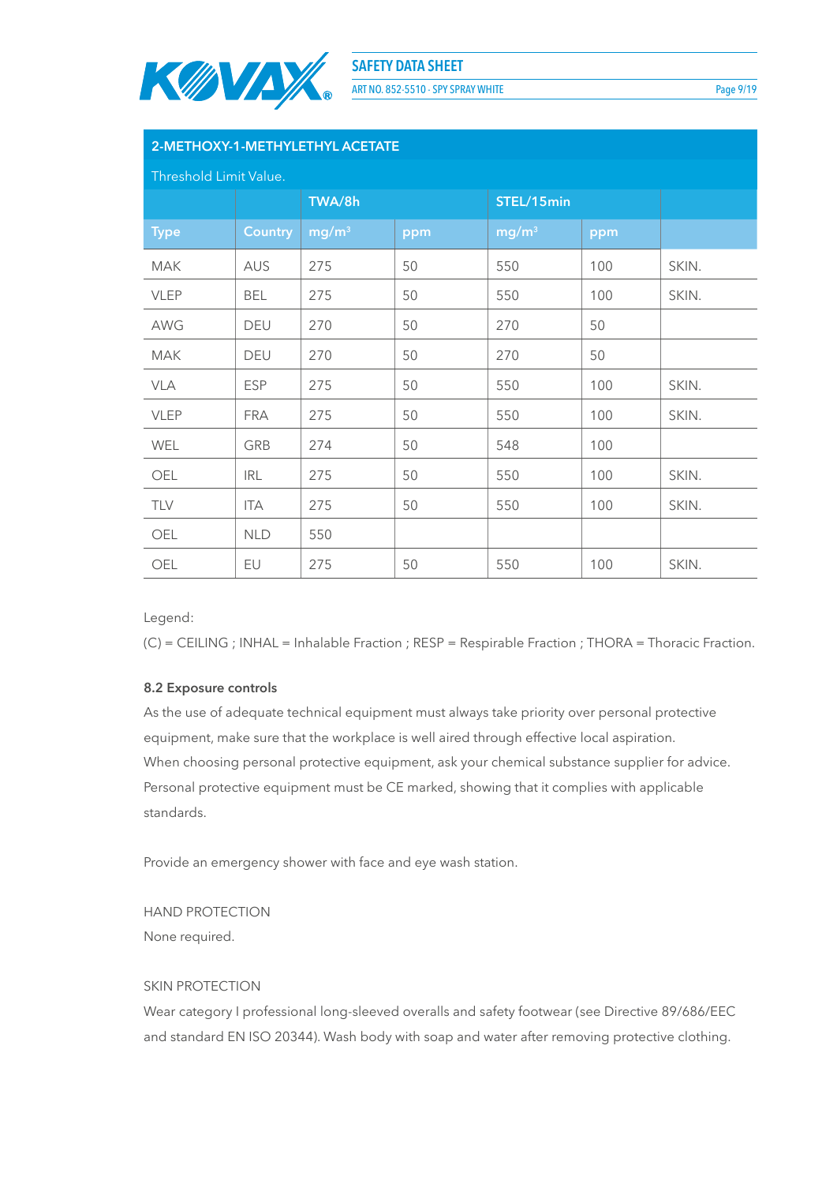| 2-METHOXY-1-METHYLETHYL ACETATE | | | | | | |
|---|---|---|---|---|---|---|
| Threshold Limit Value. | | | | | | |
| | | TWA/8h | | STEL/15min | | |
| Type | Country | mg/m³ | ppm | mg/m³ | ppm | |
| MAK | AUS | 275 | 50 | 550 | 100 | SKIN. |
| VLEP | BEL | 275 | 50 | 550 | 100 | SKIN. |
| AWG | DEU | 270 | 50 | 270 | 50 | |
| MAK | DEU | 270 | 50 | 270 | 50 | |
| VLA | ESP | 275 | 50 | 550 | 100 | SKIN. |
| VLEP | FRA | 275 | 50 | 550 | 100 | SKIN. |
| WEL | GRB | 274 | 50 | 548 | 100 | |
| OEL | IRL | 275 | 50 | 550 | 100 | SKIN. |
| TLV | ITA | 275 | 50 | 550 | 100 | SKIN. |
| OEL | NLD | 550 | | | | |
| OEL | EU | 275 | 50 | 550 | 100 | SKIN. |

Legend:

(C) = CEILING ; INHAL = Inhalable Fraction ; RESP = Respirable Fraction ; THORA = Thoracic Fraction.

### 8.2 Exposure controls

As the use of adequate technical equipment must always take priority over personal protective equipment, make sure that the workplace is well aired through effective local aspiration.
When choosing personal protective equipment, ask your chemical substance supplier for advice.
Personal protective equipment must be CE marked, showing that it complies with applicable standards.

Provide an emergency shower with face and eye wash station.

HAND PROTECTION

None required.

SKIN PROTECTION

Wear category I professional long-sleeved overalls and safety footwear (see Directive 89/686/EEC and standard EN ISO 20344). Wash body with soap and water after removing protective clothing.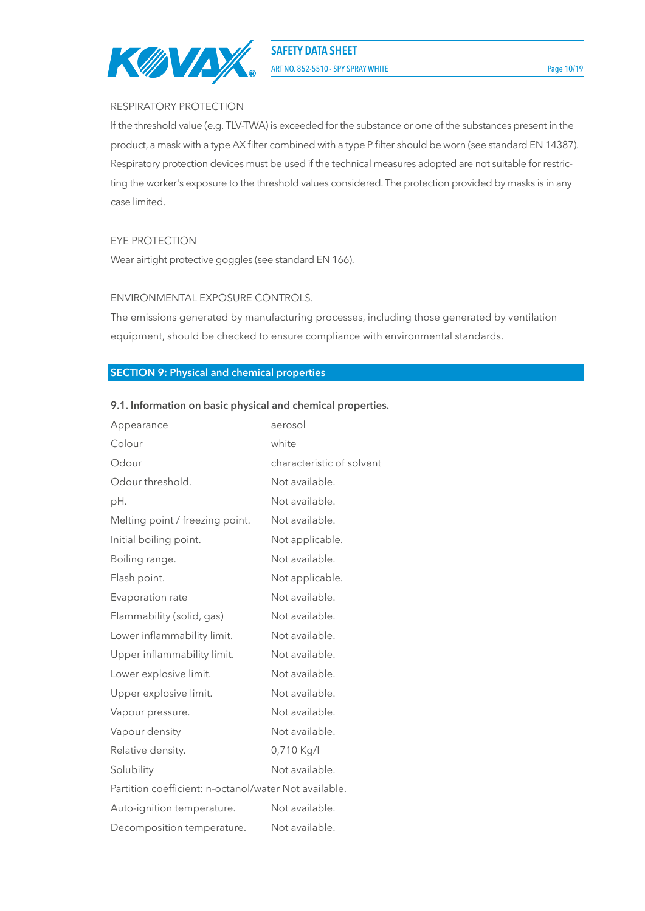RESPIRATORY PROTECTION

If the threshold value (e.g. TLV-TWA) is exceeded for the substance or one of the substances present in the product, a mask with a type AX filter combined with a type P filter should be worn (see standard EN 14387). Respiratory protection devices must be used if the technical measures adopted are not suitable for restricting the worker's exposure to the threshold values considered. The protection provided by masks is in any case limited.

EYE PROTECTION

Wear airtight protective goggles (see standard EN 166).

ENVIRONMENTAL EXPOSURE CONTROLS.

The emissions generated by manufacturing processes, including those generated by ventilation equipment, should be checked to ensure compliance with environmental standards.

## SECTION 9: Physical and chemical properties

**9.1. Information on basic physical and chemical properties.**

| | |
|---|---|
| Appearance | aerosol |
| Colour | white |
| Odour | characteristic of solvent |
| Odour threshold. | Not available. |
| pH. | Not available. |
| Melting point / freezing point. | Not available. |
| Initial boiling point. | Not applicable. |
| Boiling range. | Not available. |
| Flash point. | Not applicable. |
| Evaporation rate | Not available. |
| Flammability (solid, gas) | Not available. |
| Lower inflammability limit. | Not available. |
| Upper inflammability limit. | Not available. |
| Lower explosive limit. | Not available. |
| Upper explosive limit. | Not available. |
| Vapour pressure. | Not available. |
| Vapour density | Not available. |
| Relative density. | 0,710 Kg/l |
| Solubility | Not available. |
| Partition coefficient: n-octanol/water | Not available. |
| Auto-ignition temperature. | Not available. |
| Decomposition temperature. | Not available. |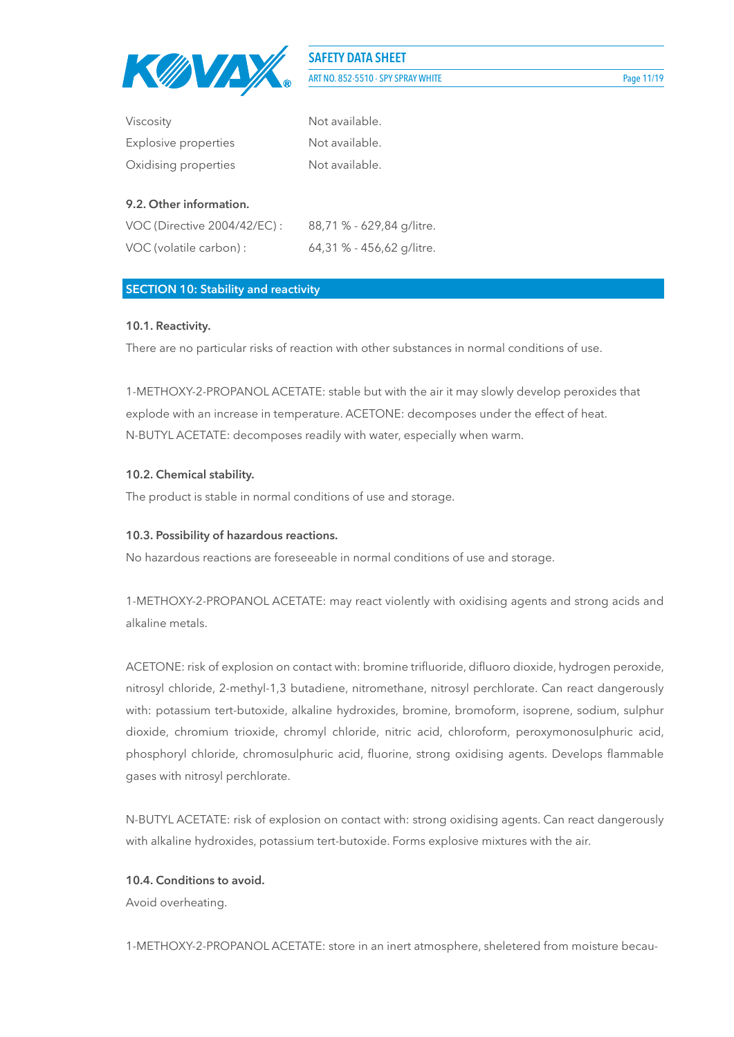| | |
|---|---|
| Viscosity | Not available. |
| Explosive properties | Not available. |
| Oxidising properties | Not available. |

**9.2. Other information.**

| | |
|---|---|
| VOC (Directive 2004/42/EC) : | 88,71 % - 629,84 g/litre. |
| VOC (volatile carbon) : | 64,31 % - 456,62 g/litre. |

## SECTION 10: Stability and reactivity

**10.1. Reactivity.**

There are no particular risks of reaction with other substances in normal conditions of use.

1-METHOXY-2-PROPANOL ACETATE: stable but with the air it may slowly develop peroxides that explode with an increase in temperature. ACETONE: decomposes under the effect of heat. N-BUTYL ACETATE: decomposes readily with water, especially when warm.

**10.2. Chemical stability.**

The product is stable in normal conditions of use and storage.

**10.3. Possibility of hazardous reactions.**

No hazardous reactions are foreseeable in normal conditions of use and storage.

1-METHOXY-2-PROPANOL ACETATE: may react violently with oxidising agents and strong acids and alkaline metals.

ACETONE: risk of explosion on contact with: bromine trifluoride, difluoro dioxide, hydrogen peroxide, nitrosyl chloride, 2-methyl-1,3 butadiene, nitromethane, nitrosyl perchlorate. Can react dangerously with: potassium tert-butoxide, alkaline hydroxides, bromine, bromoform, isoprene, sodium, sulphur dioxide, chromium trioxide, chromyl chloride, nitric acid, chloroform, peroxymonosulphuric acid, phosphoryl chloride, chromosulphuric acid, fluorine, strong oxidising agents. Develops flammable gases with nitrosyl perchlorate.

N-BUTYL ACETATE: risk of explosion on contact with: strong oxidising agents. Can react dangerously with alkaline hydroxides, potassium tert-butoxide. Forms explosive mixtures with the air.

**10.4. Conditions to avoid.**

Avoid overheating.

1-METHOXY-2-PROPANOL ACETATE: store in an inert atmosphere, sheletered from moisture becau-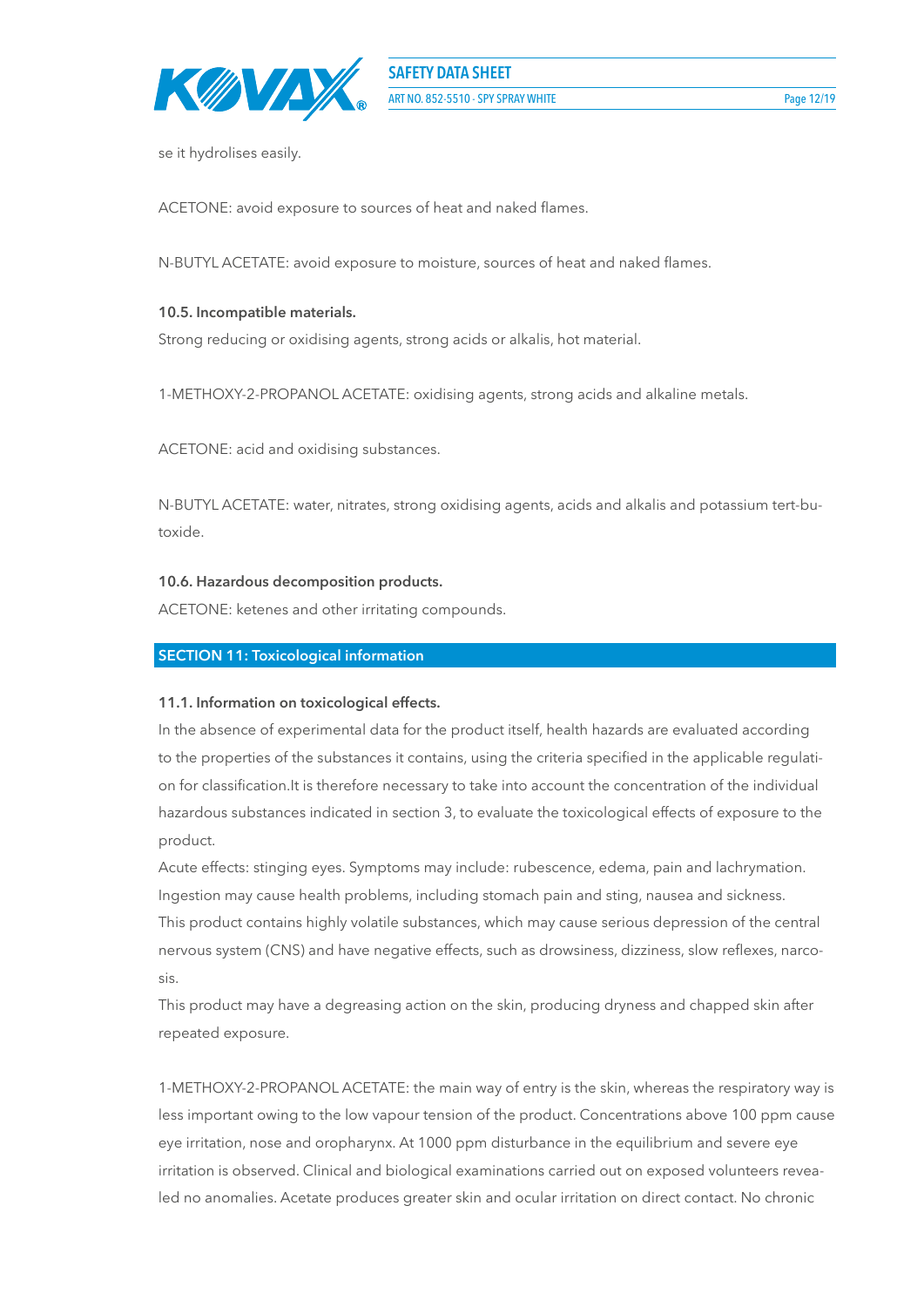se it hydrolises easily.

ACETONE: avoid exposure to sources of heat and naked flames.

N-BUTYL ACETATE: avoid exposure to moisture, sources of heat and naked flames.

### 10.5. Incompatible materials.

Strong reducing or oxidising agents, strong acids or alkalis, hot material.

1-METHOXY-2-PROPANOL ACETATE: oxidising agents, strong acids and alkaline metals.

ACETONE: acid and oxidising substances.

N-BUTYL ACETATE: water, nitrates, strong oxidising agents, acids and alkalis and potassium tert-butoxide.

### 10.6. Hazardous decomposition products.

ACETONE: ketenes and other irritating compounds.

## SECTION 11: Toxicological information

### 11.1. Information on toxicological effects.

In the absence of experimental data for the product itself, health hazards are evaluated according to the properties of the substances it contains, using the criteria specified in the applicable regulation for classification.It is therefore necessary to take into account the concentration of the individual hazardous substances indicated in section 3, to evaluate the toxicological effects of exposure to the product.

Acute effects: stinging eyes. Symptoms may include: rubescence, edema, pain and lachrymation.

Ingestion may cause health problems, including stomach pain and sting, nausea and sickness.

This product contains highly volatile substances, which may cause serious depression of the central nervous system (CNS) and have negative effects, such as drowsiness, dizziness, slow reflexes, narcosis.

This product may have a degreasing action on the skin, producing dryness and chapped skin after repeated exposure.

1-METHOXY-2-PROPANOL ACETATE: the main way of entry is the skin, whereas the respiratory way is less important owing to the low vapour tension of the product. Concentrations above 100 ppm cause eye irritation, nose and oropharynx. At 1000 ppm disturbance in the equilibrium and severe eye irritation is observed. Clinical and biological examinations carried out on exposed volunteers revealed no anomalies. Acetate produces greater skin and ocular irritation on direct contact. No chronic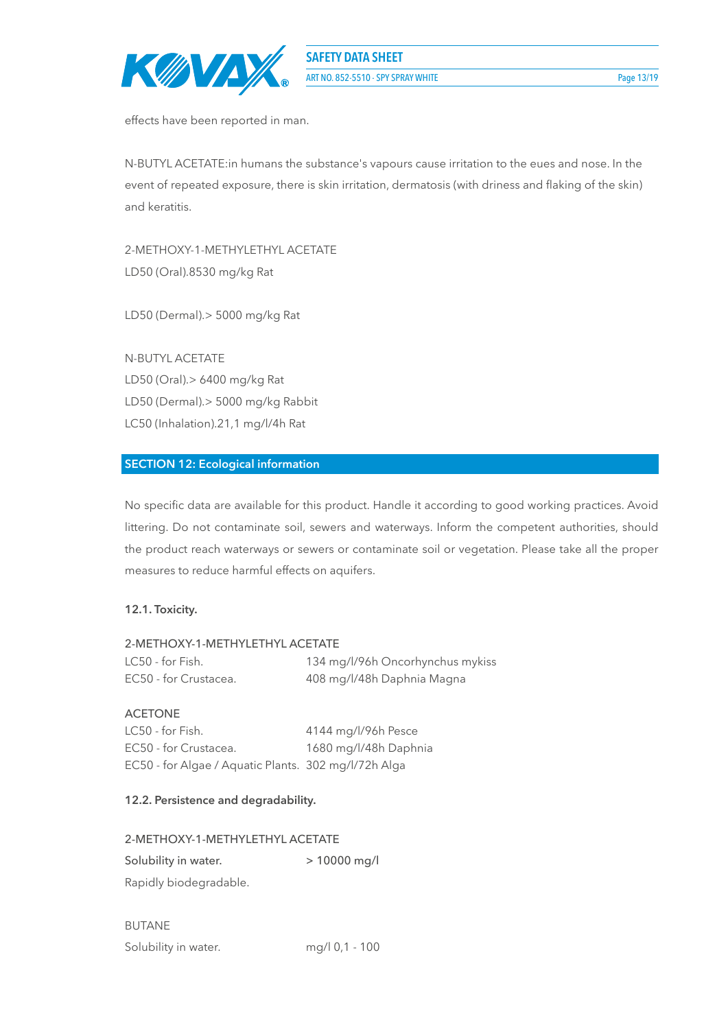effects have been reported in man.

N-BUTYL ACETATE:in humans the substance's vapours cause irritation to the eues and nose. In the event of repeated exposure, there is skin irritation, dermatosis (with driness and flaking of the skin) and keratitis.

2-METHOXY-1-METHYLETHYL ACETATE
LD50 (Oral).8530 mg/kg Rat

LD50 (Dermal).> 5000 mg/kg Rat

N-BUTYL ACETATE
LD50 (Oral).> 6400 mg/kg Rat
LD50 (Dermal).> 5000 mg/kg Rabbit
LC50 (Inhalation).21,1 mg/l/4h Rat

## SECTION 12: Ecological information

No specific data are available for this product. Handle it according to good working practices. Avoid littering. Do not contaminate soil, sewers and waterways. Inform the competent authorities, should the product reach waterways or sewers or contaminate soil or vegetation. Please take all the proper measures to reduce harmful effects on aquifers.

### 12.1. Toxicity.

2-METHOXY-1-METHYLETHYL ACETATE

| | |
|---|---|
| LC50 - for Fish. | 134 mg/l/96h Oncorhynchus mykiss |
| EC50 - for Crustacea. | 408 mg/l/48h Daphnia Magna |

ACETONE

| | |
|---|---|
| LC50 - for Fish. | 4144 mg/l/96h Pesce |
| EC50 - for Crustacea. | 1680 mg/l/48h Daphnia |
| EC50 - for Algae / Aquatic Plants. | 302 mg/l/72h Alga |

### 12.2. Persistence and degradability.

2-METHOXY-1-METHYLETHYL ACETATE

| | |
|---|---|
| Solubility in water. | > 10000 mg/l |

Rapidly biodegradable.

BUTANE

| | |
|---|---|
| Solubility in water. | mg/l 0,1 - 100 |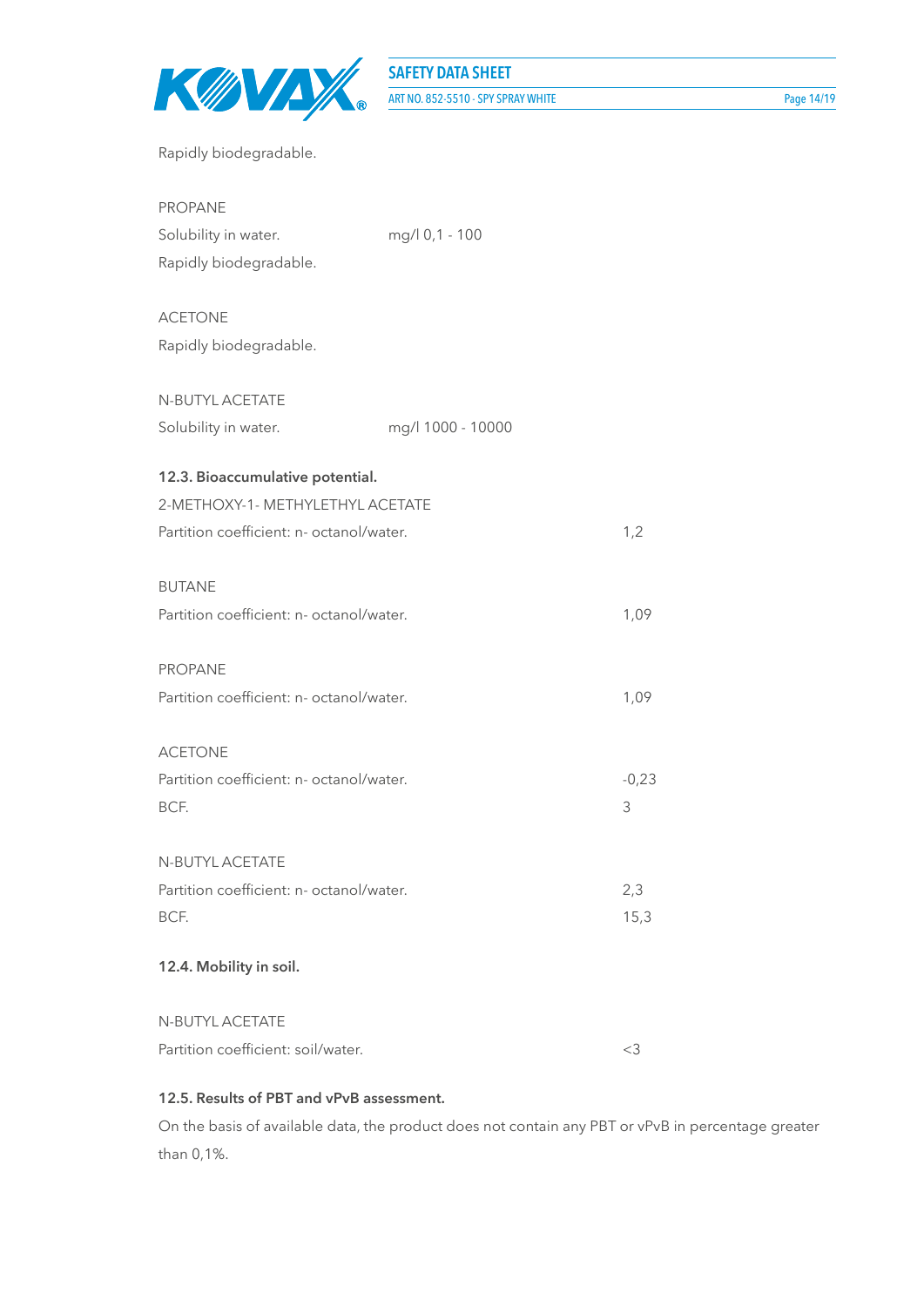Rapidly biodegradable.

PROPANE

| | |
|---|---|
| Solubility in water. | mg/l 0,1 - 100 |

Rapidly biodegradable.

ACETONE

Rapidly biodegradable.

N-BUTYL ACETATE

| | |
|---|---|
| Solubility in water. | mg/l 1000 - 10000 |

**12.3. Bioaccumulative potential.**

2-METHOXY-1- METHYLETHYL ACETATE

| | |
|---|---|
| Partition coefficient: n- octanol/water. | 1,2 |

BUTANE

| | |
|---|---|
| Partition coefficient: n- octanol/water. | 1,09 |

PROPANE

| | |
|---|---|
| Partition coefficient: n- octanol/water. | 1,09 |

ACETONE

| | |
|---|---|
| Partition coefficient: n- octanol/water. | -0,23 |
| BCF. | 3 |

N-BUTYL ACETATE

| | |
|---|---|
| Partition coefficient: n- octanol/water. | 2,3 |
| BCF. | 15,3 |

**12.4. Mobility in soil.**

N-BUTYL ACETATE

| | |
|---|---|
| Partition coefficient: soil/water. | <3 |

**12.5. Results of PBT and vPvB assessment.**

On the basis of available data, the product does not contain any PBT or vPvB in percentage greater than 0,1%.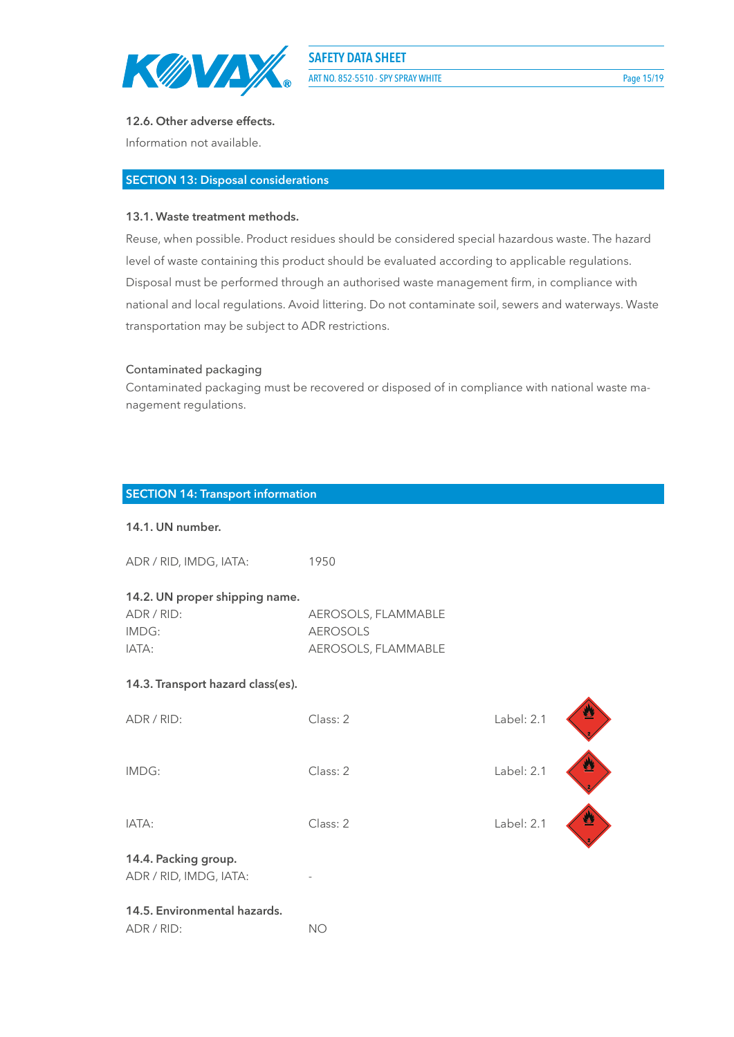### 12.6. Other adverse effects.

Information not available.

## SECTION 13: Disposal considerations

### 13.1. Waste treatment methods.

Reuse, when possible. Product residues should be considered special hazardous waste. The hazard level of waste containing this product should be evaluated according to applicable regulations. Disposal must be performed through an authorised waste management firm, in compliance with national and local regulations. Avoid littering. Do not contaminate soil, sewers and waterways. Waste transportation may be subject to ADR restrictions.

Contaminated packaging

Contaminated packaging must be recovered or disposed of in compliance with national waste management regulations.

## SECTION 14: Transport information

### 14.1. UN number.

| | |
|---|---|
| ADR / RID, IMDG, IATA: | 1950 |

### 14.2. UN proper shipping name.

| | |
|---|---|
| ADR / RID: | AEROSOLS, FLAMMABLE |
| IMDG: | AEROSOLS |
| IATA: | AEROSOLS, FLAMMABLE |

### 14.3. Transport hazard class(es).

| | | |
|---|---|---|
| ADR / RID: | Class: 2 | Label: 2.1 |
| IMDG: | Class: 2 | Label: 2.1 |
| IATA: | Class: 2 | Label: 2.1 |

### 14.4. Packing group.

| | |
|---|---|
| ADR / RID, IMDG, IATA: | - |

### 14.5. Environmental hazards.

| | |
|---|---|
| ADR / RID: | NO |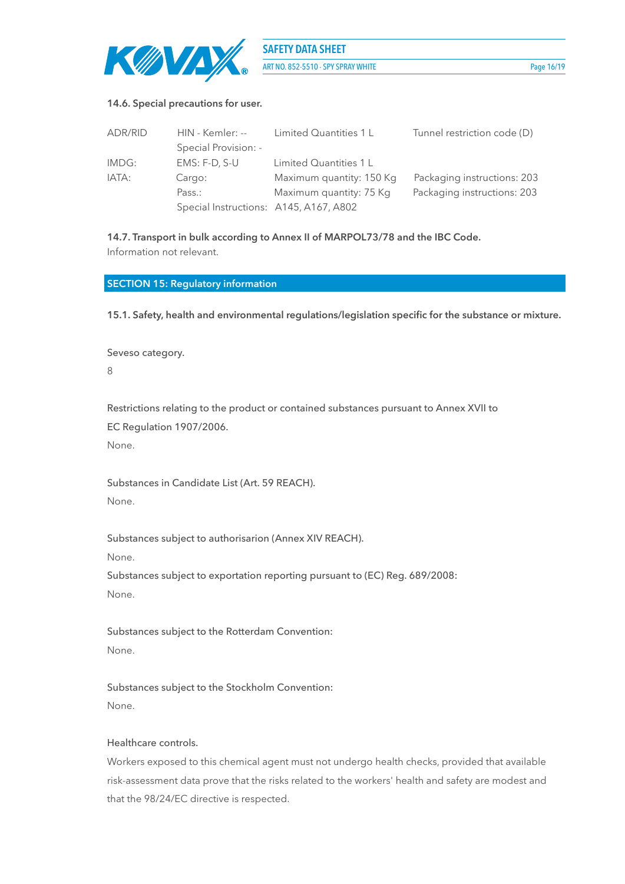### 14.6. Special precautions for user.

| | | | |
|---|---|---|---|
| ADR/RID | HIN - Kemler: -- | Limited Quantities 1 L | Tunnel restriction code (D) |
| | Special Provision: - | | |
| IMDG: | EMS: F-D, S-U | Limited Quantities 1 L | |
| IATA: | Cargo: | Maximum quantity: 150 Kg | Packaging instructions: 203 |
| | Pass.: | Maximum quantity: 75 Kg | Packaging instructions: 203 |
| | Special Instructions: | A145, A167, A802 | |

### 14.7. Transport in bulk according to Annex II of MARPOL73/78 and the IBC Code.

Information not relevant.

## SECTION 15: Regulatory information

### 15.1. Safety, health and environmental regulations/legislation specific for the substance or mixture.

Seveso category.

8

Restrictions relating to the product or contained substances pursuant to Annex XVII to EC Regulation 1907/2006.

None.

Substances in Candidate List (Art. 59 REACH).

None.

Substances subject to authorisarion (Annex XIV REACH).

None.

Substances subject to exportation reporting pursuant to (EC) Reg. 689/2008:

None.

Substances subject to the Rotterdam Convention:

None.

Substances subject to the Stockholm Convention:

None.

Healthcare controls.

Workers exposed to this chemical agent must not undergo health checks, provided that available risk-assessment data prove that the risks related to the workers' health and safety are modest and that the 98/24/EC directive is respected.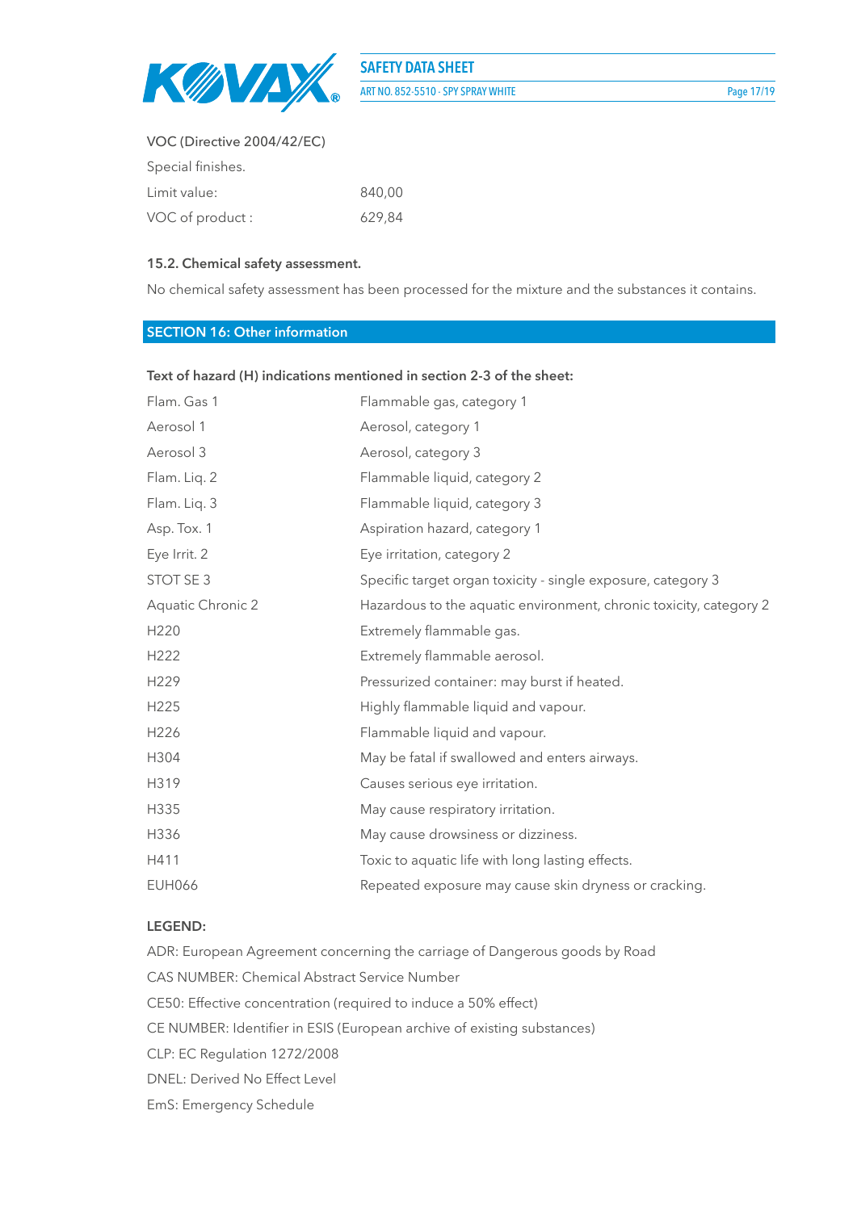VOC (Directive 2004/42/EC)

Special finishes.

| | |
|---|---|
| Limit value: | 840,00 |
| VOC of product : | 629,84 |

### 15.2. Chemical safety assessment.

No chemical safety assessment has been processed for the mixture and the substances it contains.

## SECTION 16: Other information

**Text of hazard (H) indications mentioned in section 2-3 of the sheet:**

| | |
|---|---|
| Flam. Gas 1 | Flammable gas, category 1 |
| Aerosol 1 | Aerosol, category 1 |
| Aerosol 3 | Aerosol, category 3 |
| Flam. Liq. 2 | Flammable liquid, category 2 |
| Flam. Liq. 3 | Flammable liquid, category 3 |
| Asp. Tox. 1 | Aspiration hazard, category 1 |
| Eye Irrit. 2 | Eye irritation, category 2 |
| STOT SE 3 | Specific target organ toxicity - single exposure, category 3 |
| Aquatic Chronic 2 | Hazardous to the aquatic environment, chronic toxicity, category 2 |
| H220 | Extremely flammable gas. |
| H222 | Extremely flammable aerosol. |
| H229 | Pressurized container: may burst if heated. |
| H225 | Highly flammable liquid and vapour. |
| H226 | Flammable liquid and vapour. |
| H304 | May be fatal if swallowed and enters airways. |
| H319 | Causes serious eye irritation. |
| H335 | May cause respiratory irritation. |
| H336 | May cause drowsiness or dizziness. |
| H411 | Toxic to aquatic life with long lasting effects. |
| EUH066 | Repeated exposure may cause skin dryness or cracking. |

**LEGEND:**

ADR: European Agreement concerning the carriage of Dangerous goods by Road

CAS NUMBER: Chemical Abstract Service Number

CE50: Effective concentration (required to induce a 50% effect)

CE NUMBER: Identifier in ESIS (European archive of existing substances)

CLP: EC Regulation 1272/2008

DNEL: Derived No Effect Level

EmS: Emergency Schedule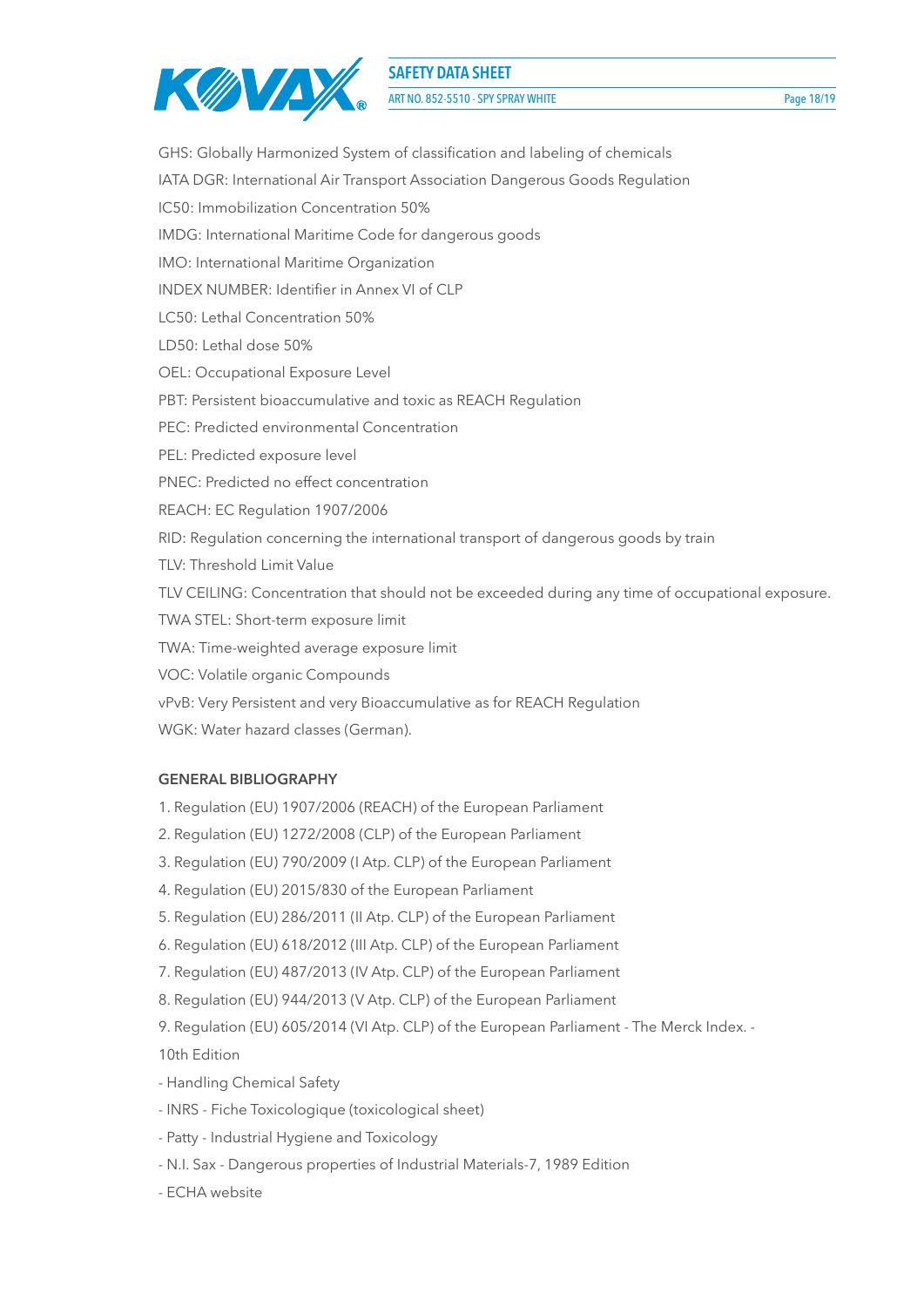GHS: Globally Harmonized System of classification and labeling of chemicals

IATA DGR: International Air Transport Association Dangerous Goods Regulation

IC50: Immobilization Concentration 50%

IMDG: International Maritime Code for dangerous goods

IMO: International Maritime Organization

INDEX NUMBER: Identifier in Annex VI of CLP

LC50: Lethal Concentration 50%

LD50: Lethal dose 50%

OEL: Occupational Exposure Level

PBT: Persistent bioaccumulative and toxic as REACH Regulation

PEC: Predicted environmental Concentration

PEL: Predicted exposure level

PNEC: Predicted no effect concentration

REACH: EC Regulation 1907/2006

RID: Regulation concerning the international transport of dangerous goods by train

TLV: Threshold Limit Value

TLV CEILING: Concentration that should not be exceeded during any time of occupational exposure.

TWA STEL: Short-term exposure limit

TWA: Time-weighted average exposure limit

VOC: Volatile organic Compounds

vPvB: Very Persistent and very Bioaccumulative as for REACH Regulation

WGK: Water hazard classes (German).

**GENERAL BIBLIOGRAPHY**

1. Regulation (EU) 1907/2006 (REACH) of the European Parliament
2. Regulation (EU) 1272/2008 (CLP) of the European Parliament
3. Regulation (EU) 790/2009 (I Atp. CLP) of the European Parliament
4. Regulation (EU) 2015/830 of the European Parliament
5. Regulation (EU) 286/2011 (II Atp. CLP) of the European Parliament
6. Regulation (EU) 618/2012 (III Atp. CLP) of the European Parliament
7. Regulation (EU) 487/2013 (IV Atp. CLP) of the European Parliament
8. Regulation (EU) 944/2013 (V Atp. CLP) of the European Parliament
9. Regulation (EU) 605/2014 (VI Atp. CLP) of the European Parliament - The Merck Index. - 10th Edition

- Handling Chemical Safety
- INRS - Fiche Toxicologique (toxicological sheet)
- Patty - Industrial Hygiene and Toxicology
- N.I. Sax - Dangerous properties of Industrial Materials-7, 1989 Edition
- ECHA website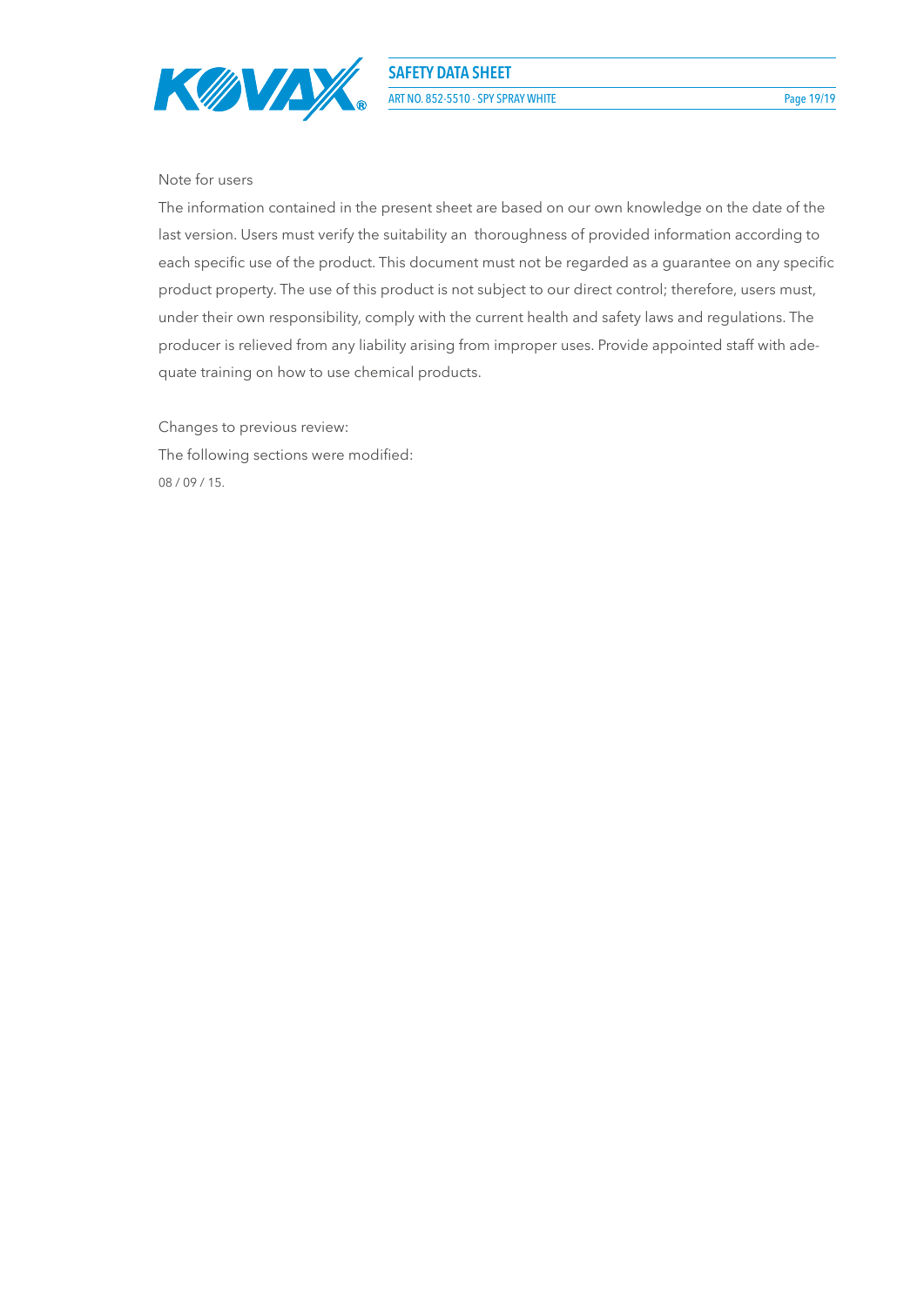Note for users

The information contained in the present sheet are based on our own knowledge on the date of the last version. Users must verify the suitability an  thoroughness of provided information according to each specific use of the product. This document must not be regarded as a guarantee on any specific product property. The use of this product is not subject to our direct control; therefore, users must, under their own responsibility, comply with the current health and safety laws and regulations. The producer is relieved from any liability arising from improper uses. Provide appointed staff with adequate training on how to use chemical products.

Changes to previous review:

The following sections were modified:

08 / 09 / 15.